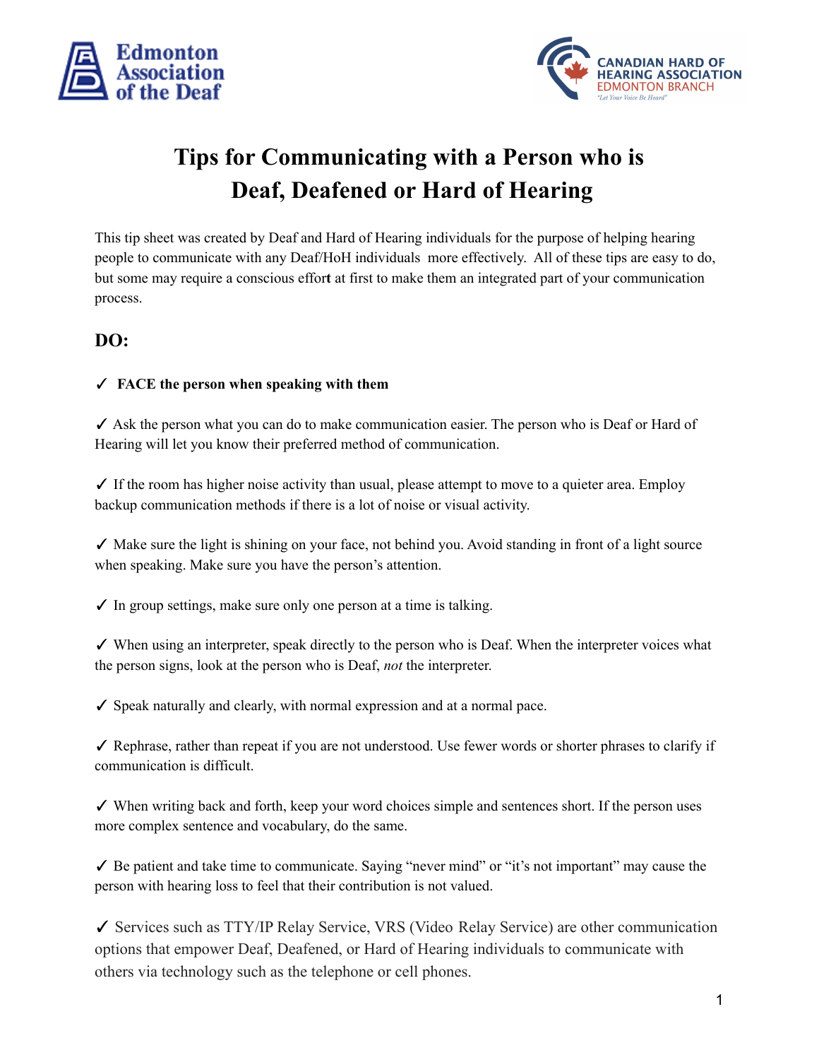# Tips for Communicating with a Person who is Deaf, Deafened or Hard of Hearing

This tip sheet was created by Deaf and Hard of Hearing individuals for the purpose of helping hearing people to communicate with any Deaf/HoH individuals more effectively. All of these tips are easy to do, but some may require a conscious effort at first to make them an integrated part of your communication process.

## DO:

✓ **FACE the person when speaking with them**

✓ Ask the person what you can do to make communication easier. The person who is Deaf or Hard of Hearing will let you know their preferred method of communication.

✓ If the room has higher noise activity than usual, please attempt to move to a quieter area. Employ backup communication methods if there is a lot of noise or visual activity.

✓ Make sure the light is shining on your face, not behind you. Avoid standing in front of a light source when speaking. Make sure you have the person's attention.

✓ In group settings, make sure only one person at a time is talking.

✓ When using an interpreter, speak directly to the person who is Deaf. When the interpreter voices what the person signs, look at the person who is Deaf, *not* the interpreter.

✓ Speak naturally and clearly, with normal expression and at a normal pace.

✓ Rephrase, rather than repeat if you are not understood. Use fewer words or shorter phrases to clarify if communication is difficult.

✓ When writing back and forth, keep your word choices simple and sentences short. If the person uses more complex sentence and vocabulary, do the same.

✓ Be patient and take time to communicate. Saying "never mind" or "it's not important" may cause the person with hearing loss to feel that their contribution is not valued.

✓ Services such as TTY/IP Relay Service, VRS (Video Relay Service) are other communication options that empower Deaf, Deafened, or Hard of Hearing individuals to communicate with others via technology such as the telephone or cell phones.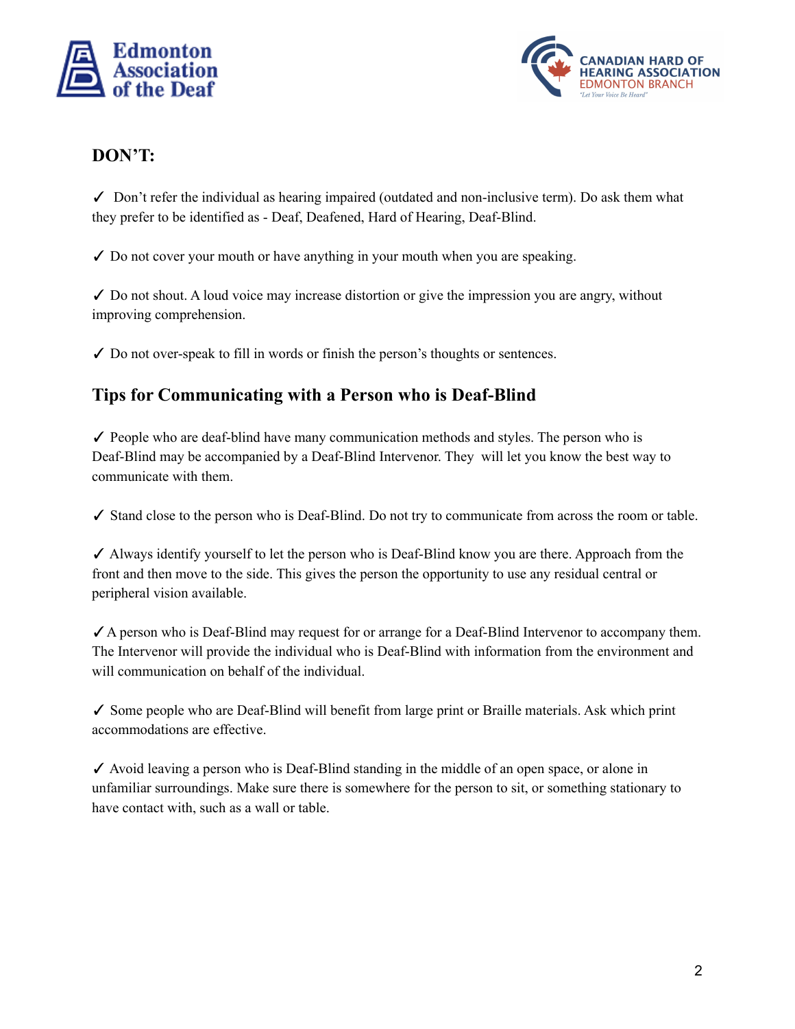## DON'T:

✓ Don't refer the individual as hearing impaired (outdated and non-inclusive term). Do ask them what they prefer to be identified as - Deaf, Deafened, Hard of Hearing, Deaf-Blind.

✓ Do not cover your mouth or have anything in your mouth when you are speaking.

✓ Do not shout. A loud voice may increase distortion or give the impression you are angry, without improving comprehension.

✓ Do not over-speak to fill in words or finish the person's thoughts or sentences.

## Tips for Communicating with a Person who is Deaf-Blind

✓ People who are deaf-blind have many communication methods and styles. The person who is Deaf-Blind may be accompanied by a Deaf-Blind Intervenor. They will let you know the best way to communicate with them.

✓ Stand close to the person who is Deaf-Blind. Do not try to communicate from across the room or table.

✓ Always identify yourself to let the person who is Deaf-Blind know you are there. Approach from the front and then move to the side. This gives the person the opportunity to use any residual central or peripheral vision available.

✓ A person who is Deaf-Blind may request for or arrange for a Deaf-Blind Intervenor to accompany them. The Intervenor will provide the individual who is Deaf-Blind with information from the environment and will communication on behalf of the individual.

✓ Some people who are Deaf-Blind will benefit from large print or Braille materials. Ask which print accommodations are effective.

✓ Avoid leaving a person who is Deaf-Blind standing in the middle of an open space, or alone in unfamiliar surroundings. Make sure there is somewhere for the person to sit, or something stationary to have contact with, such as a wall or table.